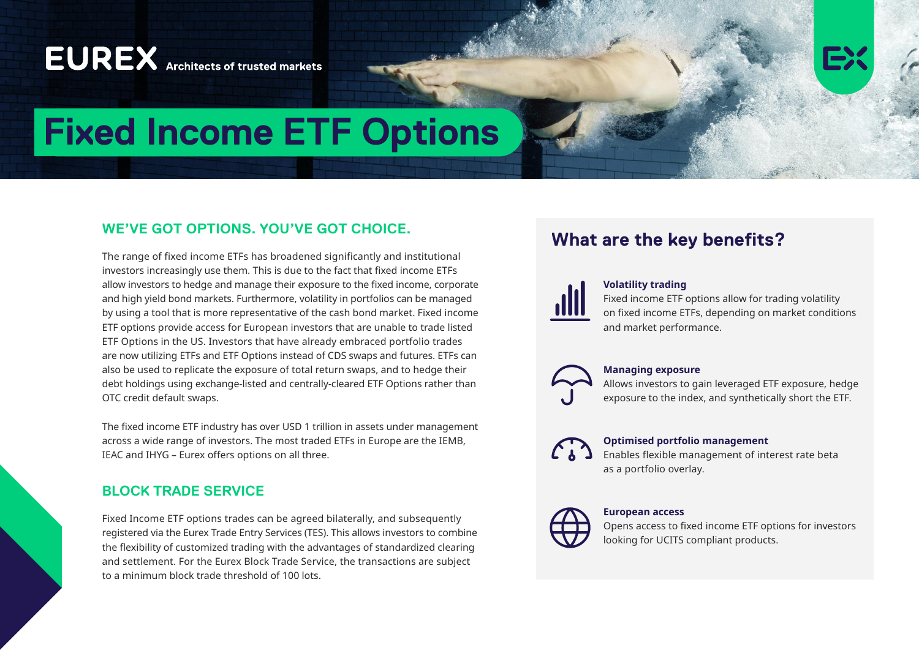EUREX Architects of trusted markets

# Fixed Income ETF Options

## WE'VE GOT OPTIONS. YOU'VE GOT CHOICE.

The range of fixed income ETFs has broadened significantly and institutional investors increasingly use them. This is due to the fact that fixed income ETFs allow investors to hedge and manage their exposure to the fixed income, corporate and high yield bond markets. Furthermore, volatility in portfolios can be managed by using a tool that is more representative of the cash bond market. Fixed income ETF options provide access for European investors that are unable to trade listed ETF Options in the US. Investors that have already embraced portfolio trades are now utilizing ETFs and ETF Options instead of CDS swaps and futures. ETFs can also be used to replicate the exposure of total return swaps, and to hedge their debt holdings using exchange-listed and centrally-cleared ETF Options rather than OTC credit default swaps.

The fixed income ETF industry has over USD 1 trillion in assets under management across a wide range of investors. The most traded ETFs in Europe are the IEMB, IEAC and IHYG – Eurex offers options on all three.

## BLOCK TRADE SERVICE

Fixed Income ETF options trades can be agreed bilaterally, and subsequently registered via the Eurex Trade Entry Services (TES). This allows investors to combine the flexibility of customized trading with the advantages of standardized clearing and settlement. For the Eurex Block Trade Service, the transactions are subject to a minimum block trade threshold of 100 lots.

## What are the key benefits?

**Volatility trading**
Fixed income ETF options allow for trading volatility on fixed income ETFs, depending on market conditions and market performance.

**Managing exposure**
Allows investors to gain leveraged ETF exposure, hedge exposure to the index, and synthetically short the ETF.

**Optimised portfolio management**
Enables flexible management of interest rate beta as a portfolio overlay.

**European access**
Opens access to fixed income ETF options for investors looking for UCITS compliant products.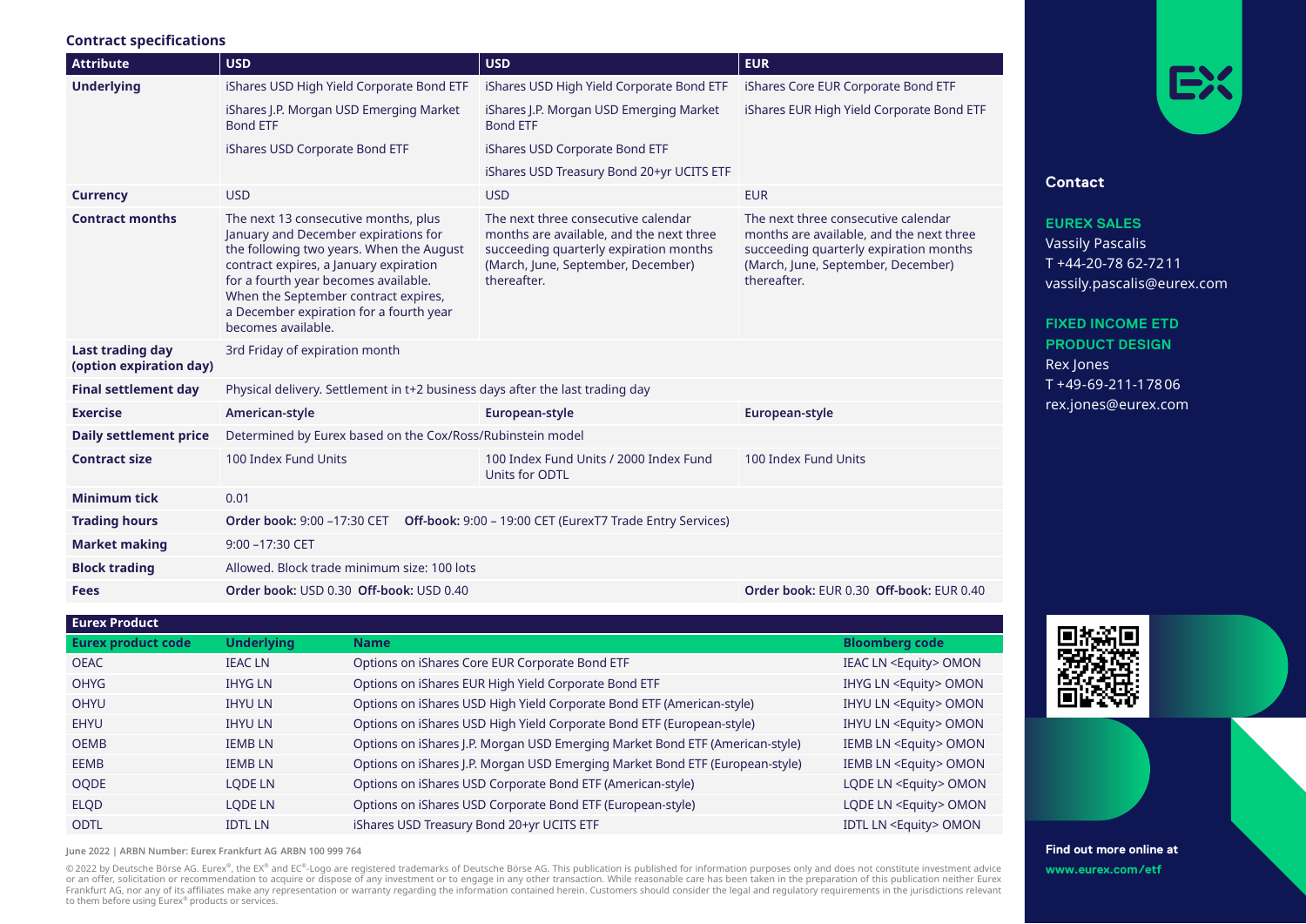### Contract specifications

| Attribute | USD | USD | EUR |
|---|---|---|---|
| **Underlying** | iShares USD High Yield Corporate Bond ETF<br>iShares J.P. Morgan USD Emerging Market Bond ETF<br>iShares USD Corporate Bond ETF | iShares USD High Yield Corporate Bond ETF<br>iShares J.P. Morgan USD Emerging Market Bond ETF<br>iShares USD Corporate Bond ETF<br>iShares USD Treasury Bond 20+yr UCITS ETF | iShares Core EUR Corporate Bond ETF<br>iShares EUR High Yield Corporate Bond ETF |
| **Currency** | USD | USD | EUR |
| **Contract months** | The next 13 consecutive months, plus January and December expirations for the following two years. When the August contract expires, a January expiration for a fourth year becomes available. When the September contract expires, a December expiration for a fourth year becomes available. | The next three consecutive calendar months are available, and the next three succeeding quarterly expiration months (March, June, September, December) thereafter. | The next three consecutive calendar months are available, and the next three succeeding quarterly expiration months (March, June, September, December) thereafter. |
| **Last trading day (option expiration day)** | 3rd Friday of expiration month | | |
| **Final settlement day** | Physical delivery. Settlement in t+2 business days after the last trading day | | |
| **Exercise** | **American-style** | **European-style** | **European-style** |
| **Daily settlement price** | Determined by Eurex based on the Cox/Ross/Rubinstein model | | |
| **Contract size** | 100 Index Fund Units | 100 Index Fund Units / 2000 Index Fund Units for ODTL | 100 Index Fund Units |
| **Minimum tick** | 0.01 | | |
| **Trading hours** | **Order book:** 9:00 –17:30 CET **Off-book:** 9:00 – 19:00 CET (EurexT7 Trade Entry Services) | | |
| **Market making** | 9:00 –17:30 CET | | |
| **Block trading** | Allowed. Block trade minimum size: 100 lots | | |
| **Fees** | **Order book:** USD 0.30 **Off-book:** USD 0.40 | | **Order book:** EUR 0.30 **Off-book:** EUR 0.40 |

### Eurex Product

| Eurex product code | Underlying | Name | Bloomberg code |
|---|---|---|---|
| OEAC | IEAC LN | Options on iShares Core EUR Corporate Bond ETF | IEAC LN <Equity> OMON |
| OHYG | IHYG LN | Options on iShares EUR High Yield Corporate Bond ETF | IHYG LN <Equity> OMON |
| OHYU | IHYU LN | Options on iShares USD High Yield Corporate Bond ETF (American-style) | IHYU LN <Equity> OMON |
| EHYU | IHYU LN | Options on iShares USD High Yield Corporate Bond ETF (European-style) | IHYU LN <Equity> OMON |
| OEMB | IEMB LN | Options on iShares J.P. Morgan USD Emerging Market Bond ETF (American-style) | IEMB LN <Equity> OMON |
| EEMB | IEMB LN | Options on iShares J.P. Morgan USD Emerging Market Bond ETF (European-style) | IEMB LN <Equity> OMON |
| OQDE | LQDE LN | Options on iShares USD Corporate Bond ETF (American-style) | LQDE LN <Equity> OMON |
| ELQD | LQDE LN | Options on iShares USD Corporate Bond ETF (European-style) | LQDE LN <Equity> OMON |
| ODTL | IDTL LN | iShares USD Treasury Bond 20+yr UCITS ETF | IDTL LN <Equity> OMON |

**June 2022 | ARBN Number: Eurex Frankfurt AG ARBN 100 999 764**

© 2022 by Deutsche Börse AG. Eurex®, the EX® and EC®-Logo are registered trademarks of Deutsche Börse AG. This publication is published for information purposes only and does not constitute investment advice or an offer, solicitation or recommendation to acquire or dispose of any investment or to engage in any other transaction. While reasonable care has been taken in the preparation of this publication neither Eurex Frankfurt AG, nor any of its affiliates make any representation or warranty regarding the information contained herein. Customers should consider the legal and regulatory requirements in the jurisdictions relevant to them before using Eurex® products or services.

### Contact

**EUREX SALES**
Vassily Pascalis
T +44-20-78 62-7211
vassily.pascalis@eurex.com

**FIXED INCOME ETD PRODUCT DESIGN**
Rex Jones
T +49-69-211-178 06
rex.jones@eurex.com

**Find out more online at**
**www.eurex.com/etf**